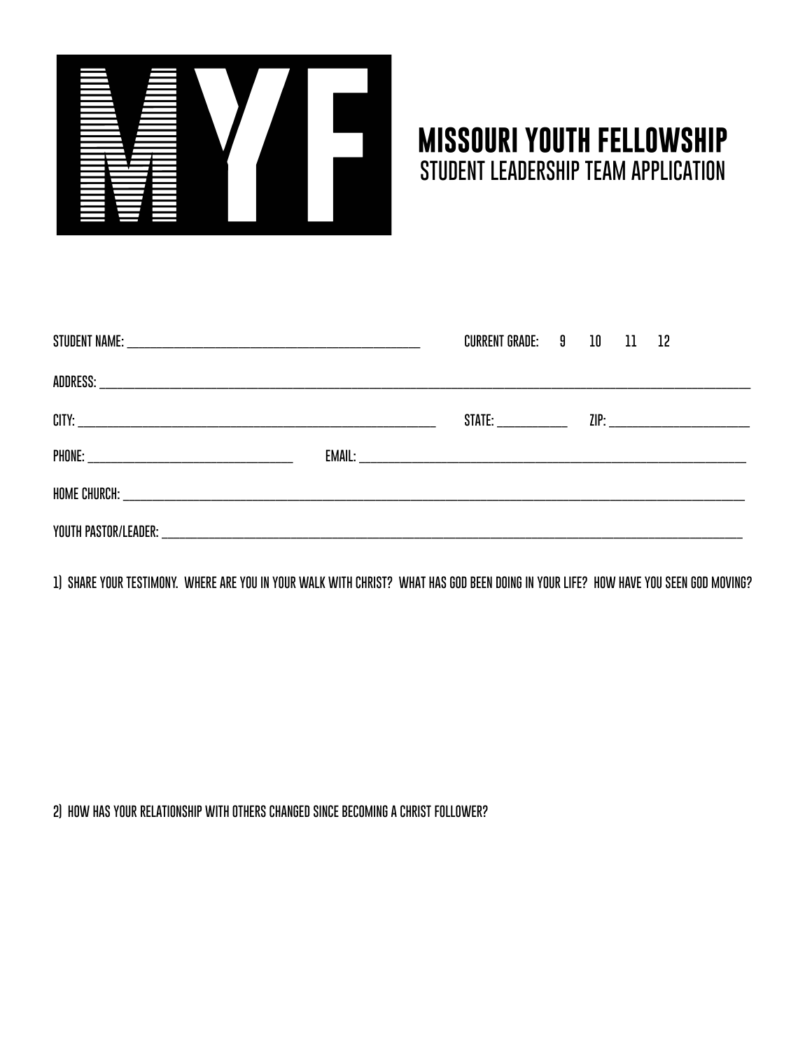MYF

# MISSOURI YOUTH FELLOWSHIP
## STUDENT LEADERSHIP TEAM APPLICATION

STUDENT NAME: ______________________________ CURRENT GRADE: 9 10 11 12

ADDRESS: ____________________________________________________________

CITY: ______________________________ STATE: __________ ZIP: ______________

PHONE: ____________________ EMAIL: ________________________________________

HOME CHURCH: ____________________________________________________________

YOUTH PASTOR/LEADER: ______________________________________________________

1) SHARE YOUR TESTIMONY. WHERE ARE YOU IN YOUR WALK WITH CHRIST? WHAT HAS GOD BEEN DOING IN YOUR LIFE? HOW HAVE YOU SEEN GOD MOVING?

2) HOW HAS YOUR RELATIONSHIP WITH OTHERS CHANGED SINCE BECOMING A CHRIST FOLLOWER?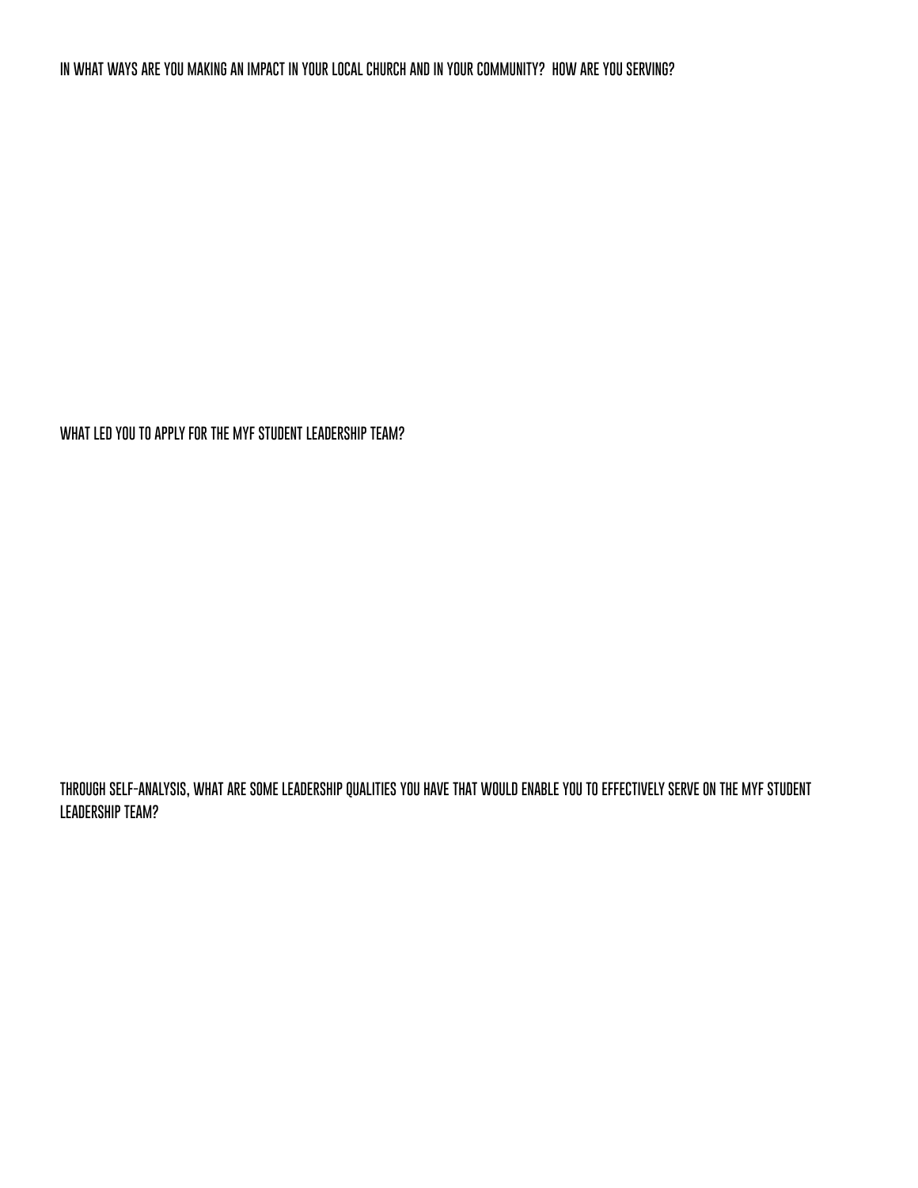IN WHAT WAYS ARE YOU MAKING AN IMPACT IN YOUR LOCAL CHURCH AND IN YOUR COMMUNITY? HOW ARE YOU SERVING?

WHAT LED YOU TO APPLY FOR THE MYF STUDENT LEADERSHIP TEAM?

THROUGH SELF-ANALYSIS, WHAT ARE SOME LEADERSHIP QUALITIES YOU HAVE THAT WOULD ENABLE YOU TO EFFECTIVELY SERVE ON THE MYF STUDENT LEADERSHIP TEAM?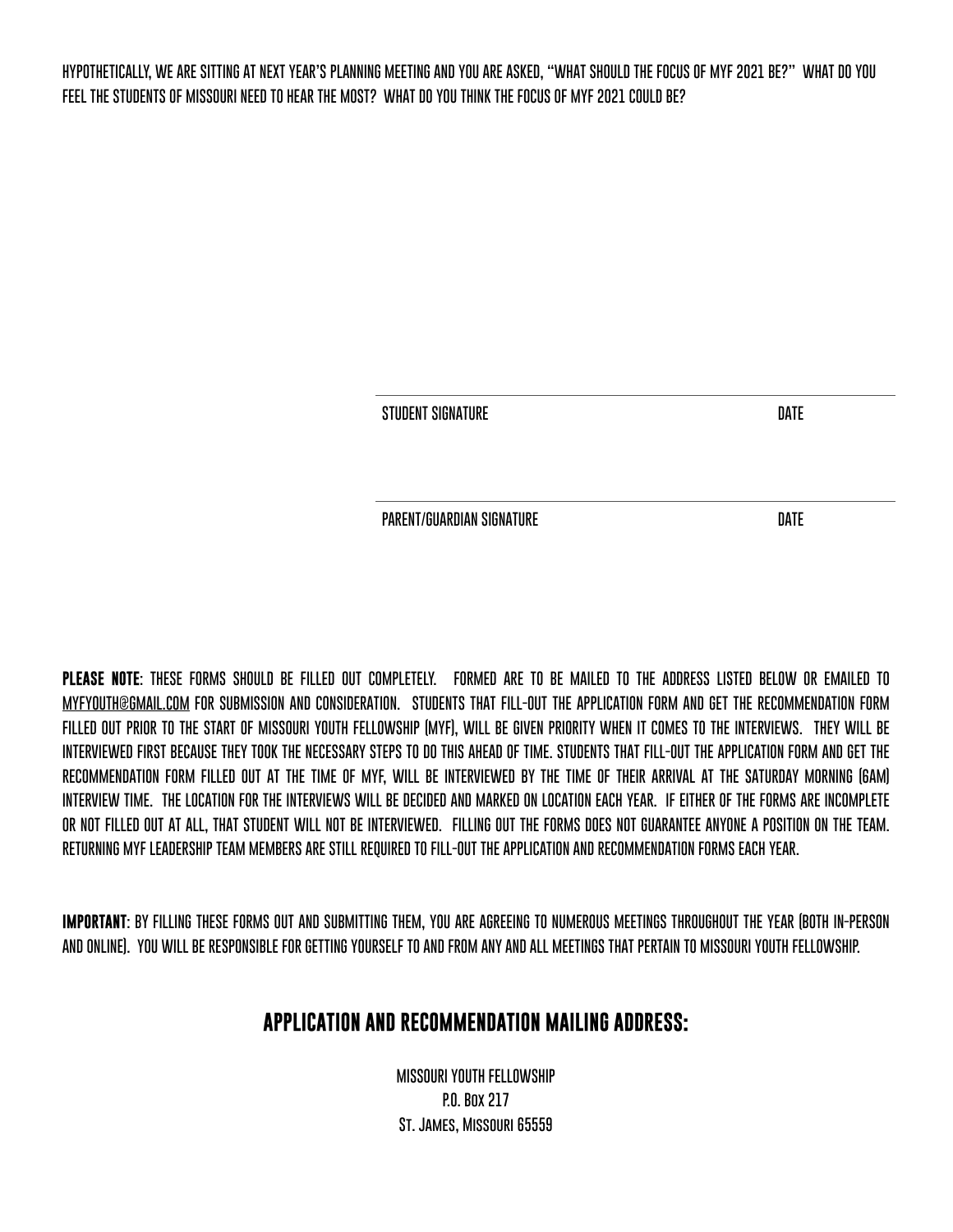HYPOTHETICALLY, WE ARE SITTING AT NEXT YEAR'S PLANNING MEETING AND YOU ARE ASKED, "WHAT SHOULD THE FOCUS OF MYF 2021 BE?" WHAT DO YOU FEEL THE STUDENTS OF MISSOURI NEED TO HEAR THE MOST? WHAT DO YOU THINK THE FOCUS OF MYF 2021 COULD BE?

STUDENT SIGNATURE DATE

PARENT/GUARDIAN SIGNATURE DATE

**PLEASE NOTE**: THESE FORMS SHOULD BE FILLED OUT COMPLETELY. FORMED ARE TO BE MAILED TO THE ADDRESS LISTED BELOW OR EMAILED TO MYFYOUTH@GMAIL.COM FOR SUBMISSION AND CONSIDERATION. STUDENTS THAT FILL-OUT THE APPLICATION FORM AND GET THE RECOMMENDATION FORM FILLED OUT PRIOR TO THE START OF MISSOURI YOUTH FELLOWSHIP (MYF), WILL BE GIVEN PRIORITY WHEN IT COMES TO THE INTERVIEWS. THEY WILL BE INTERVIEWED FIRST BECAUSE THEY TOOK THE NECESSARY STEPS TO DO THIS AHEAD OF TIME. STUDENTS THAT FILL-OUT THE APPLICATION FORM AND GET THE RECOMMENDATION FORM FILLED OUT AT THE TIME OF MYF, WILL BE INTERVIEWED BY THE TIME OF THEIR ARRIVAL AT THE SATURDAY MORNING (6AM) INTERVIEW TIME. THE LOCATION FOR THE INTERVIEWS WILL BE DECIDED AND MARKED ON LOCATION EACH YEAR. IF EITHER OF THE FORMS ARE INCOMPLETE OR NOT FILLED OUT AT ALL, THAT STUDENT WILL NOT BE INTERVIEWED. FILLING OUT THE FORMS DOES NOT GUARANTEE ANYONE A POSITION ON THE TEAM. RETURNING MYF LEADERSHIP TEAM MEMBERS ARE STILL REQUIRED TO FILL-OUT THE APPLICATION AND RECOMMENDATION FORMS EACH YEAR.

**IMPORTANT**: BY FILLING THESE FORMS OUT AND SUBMITTING THEM, YOU ARE AGREEING TO NUMEROUS MEETINGS THROUGHOUT THE YEAR (BOTH IN-PERSON AND ONLINE). YOU WILL BE RESPONSIBLE FOR GETTING YOURSELF TO AND FROM ANY AND ALL MEETINGS THAT PERTAIN TO MISSOURI YOUTH FELLOWSHIP.

## APPLICATION AND RECOMMENDATION MAILING ADDRESS:

MISSOURI YOUTH FELLOWSHIP
P.O. BOX 217
ST. JAMES, MISSOURI 65559